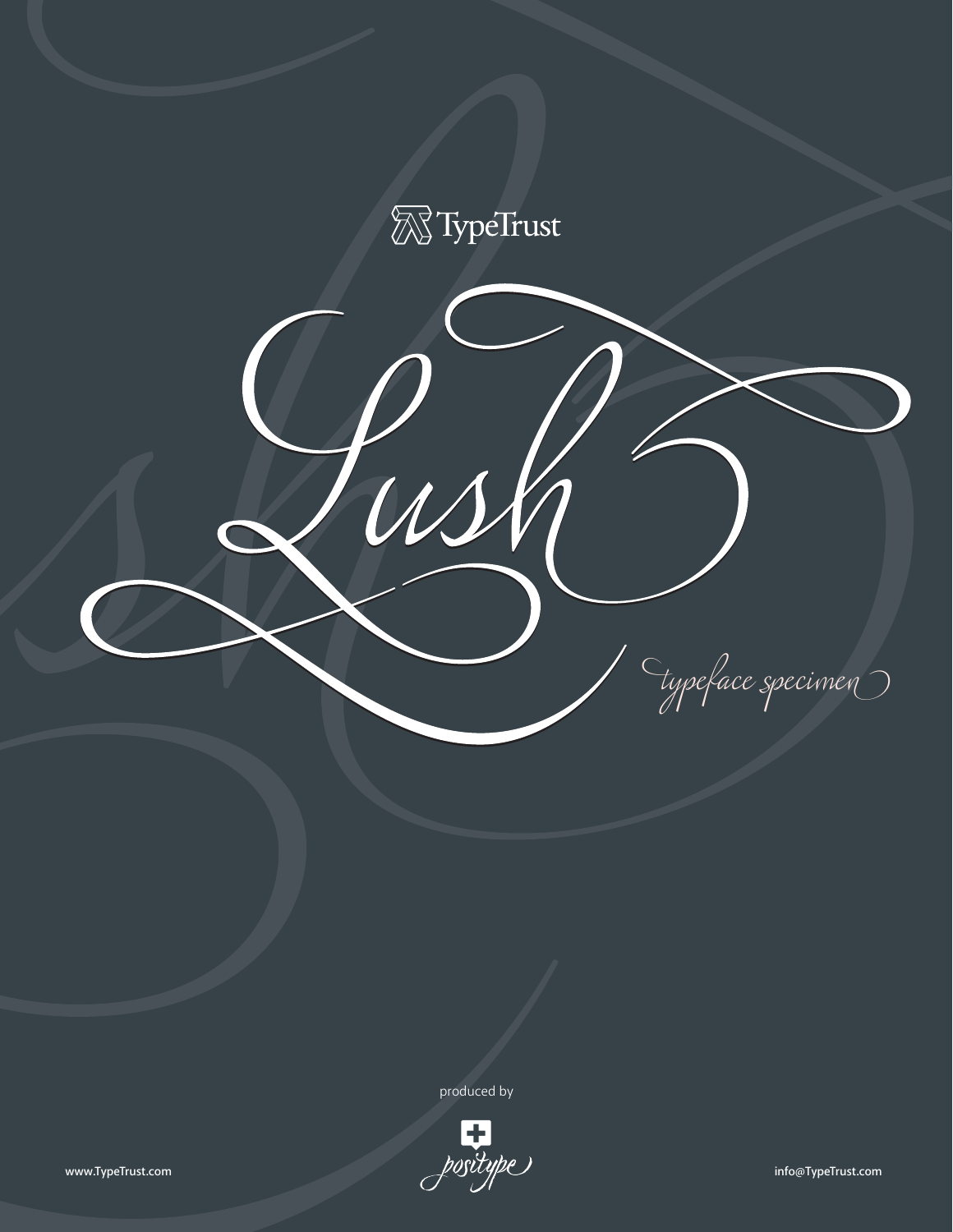TypeTrust

# Lush

*typeface specimen*

produced by

positype

www.TypeTrust.com

info@TypeTrust.com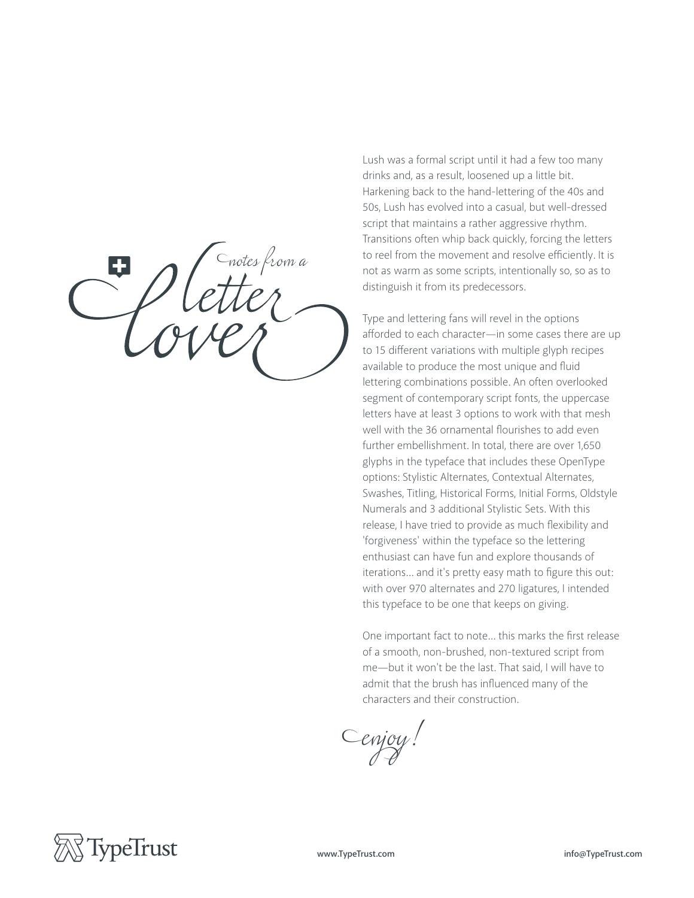# notes from a letter lover

Lush was a formal script until it had a few too many drinks and, as a result, loosened up a little bit. Harkening back to the hand-lettering of the 40s and 50s, Lush has evolved into a casual, but well-dressed script that maintains a rather aggressive rhythm. Transitions often whip back quickly, forcing the letters to reel from the movement and resolve efficiently. It is not as warm as some scripts, intentionally so, so as to distinguish it from its predecessors.

Type and lettering fans will revel in the options afforded to each character—in some cases there are up to 15 different variations with multiple glyph recipes available to produce the most unique and fluid lettering combinations possible. An often overlooked segment of contemporary script fonts, the uppercase letters have at least 3 options to work with that mesh well with the 36 ornamental flourishes to add even further embellishment. In total, there are over 1,650 glyphs in the typeface that includes these OpenType options: Stylistic Alternates, Contextual Alternates, Swashes, Titling, Historical Forms, Initial Forms, Oldstyle Numerals and 3 additional Stylistic Sets. With this release, I have tried to provide as much flexibility and 'forgiveness' within the typeface so the lettering enthusiast can have fun and explore thousands of iterations... and it's pretty easy math to figure this out: with over 970 alternates and 270 ligatures, I intended this typeface to be one that keeps on giving.

One important fact to note... this marks the first release of a smooth, non-brushed, non-textured script from me—but it won't be the last. That said, I will have to admit that the brush has influenced many of the characters and their construction.

*enjoy!*

TypeTrust

www.TypeTrust.com

info@TypeTrust.com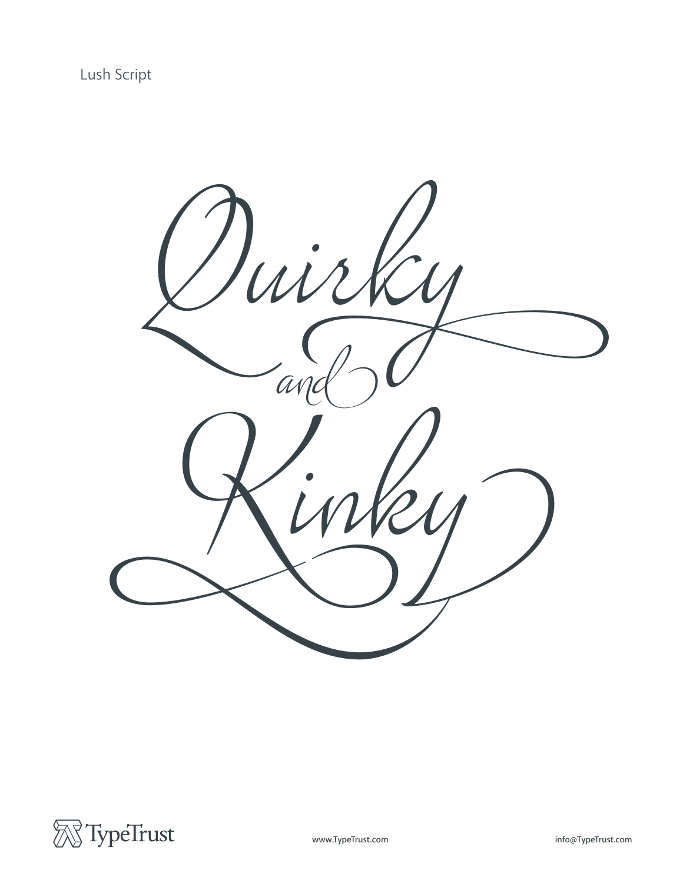Lush Script

Quirky and Kinky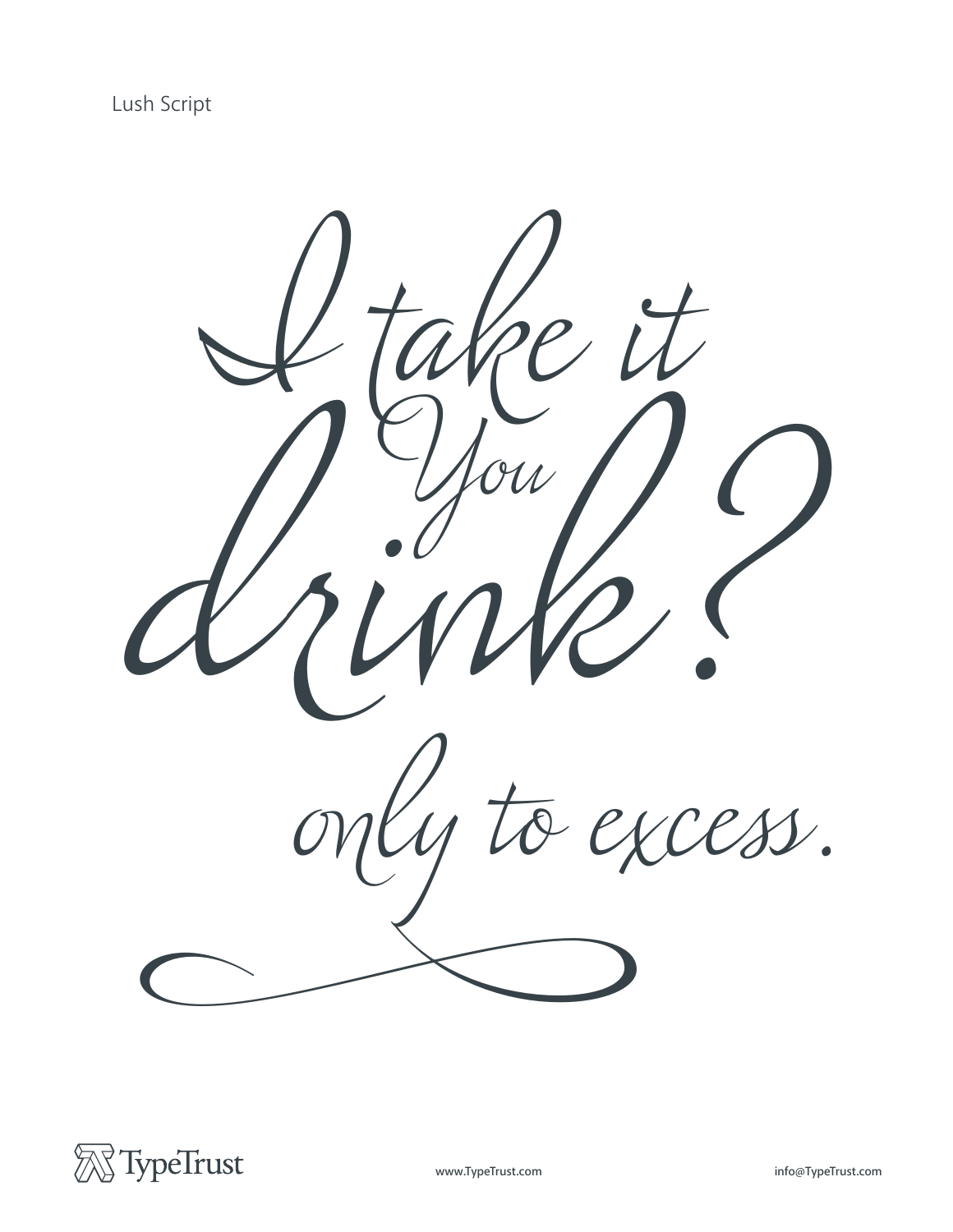Lush Script

I take it
You
drink?

only to excess.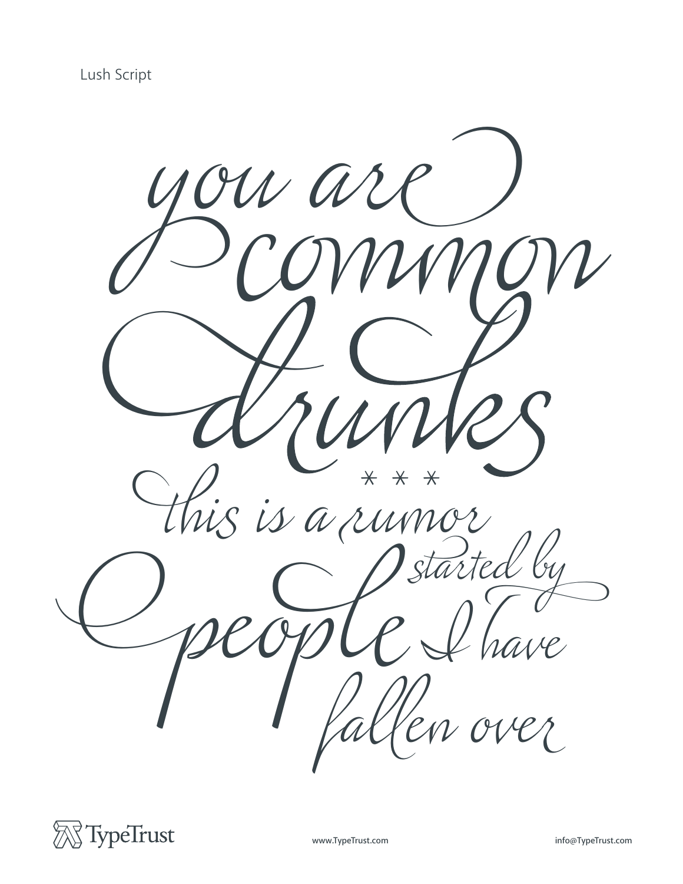Lush Script

you are
common
drunks

* * *

this is a rumor
started by
people I have
fallen over

TypeTrust

www.TypeTrust.com

info@TypeTrust.com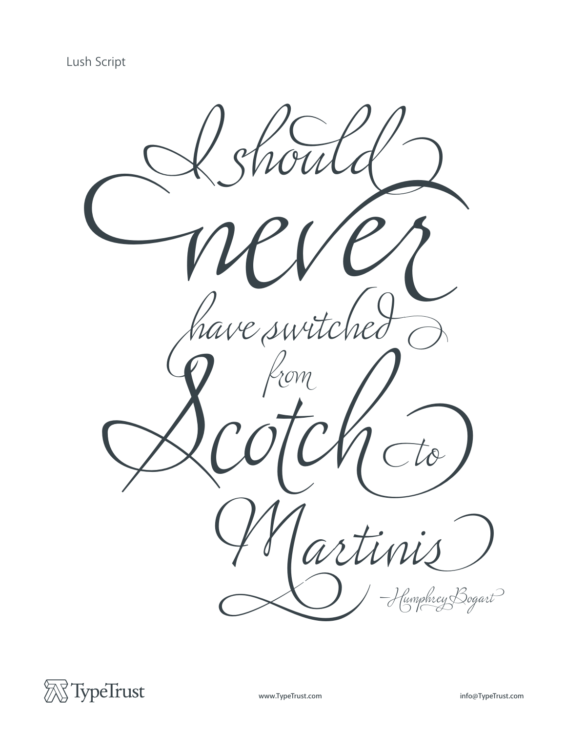Lush Script

I should never have switched from Scotch to Martinis

—Humphrey Bogart

TypeTrust

www.TypeTrust.com

info@TypeTrust.com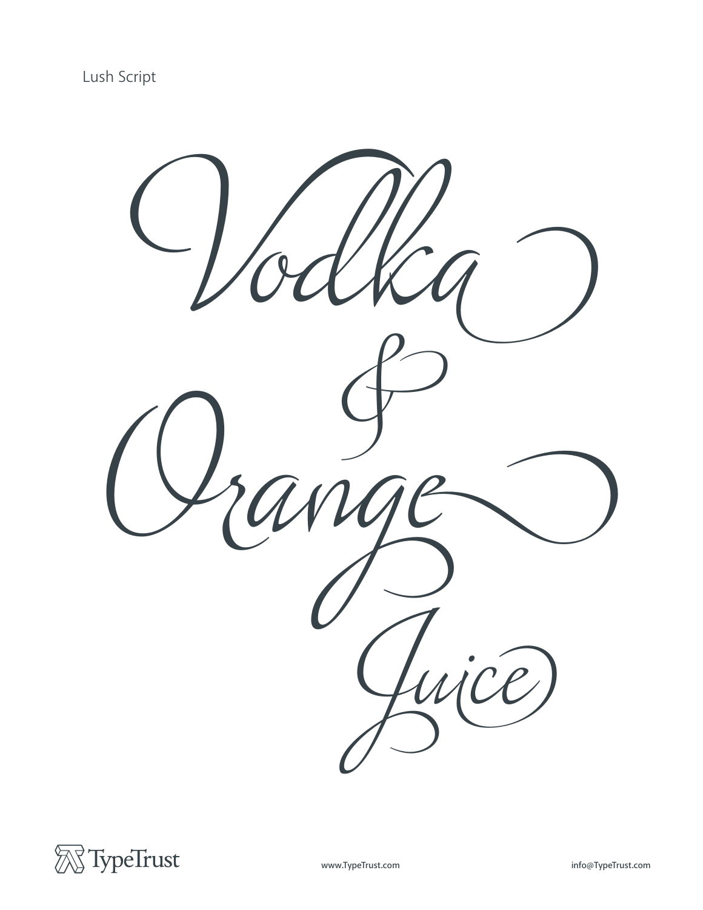Lush Script

# Vodka & Orange Juice

TypeTrust

www.TypeTrust.com

info@TypeTrust.com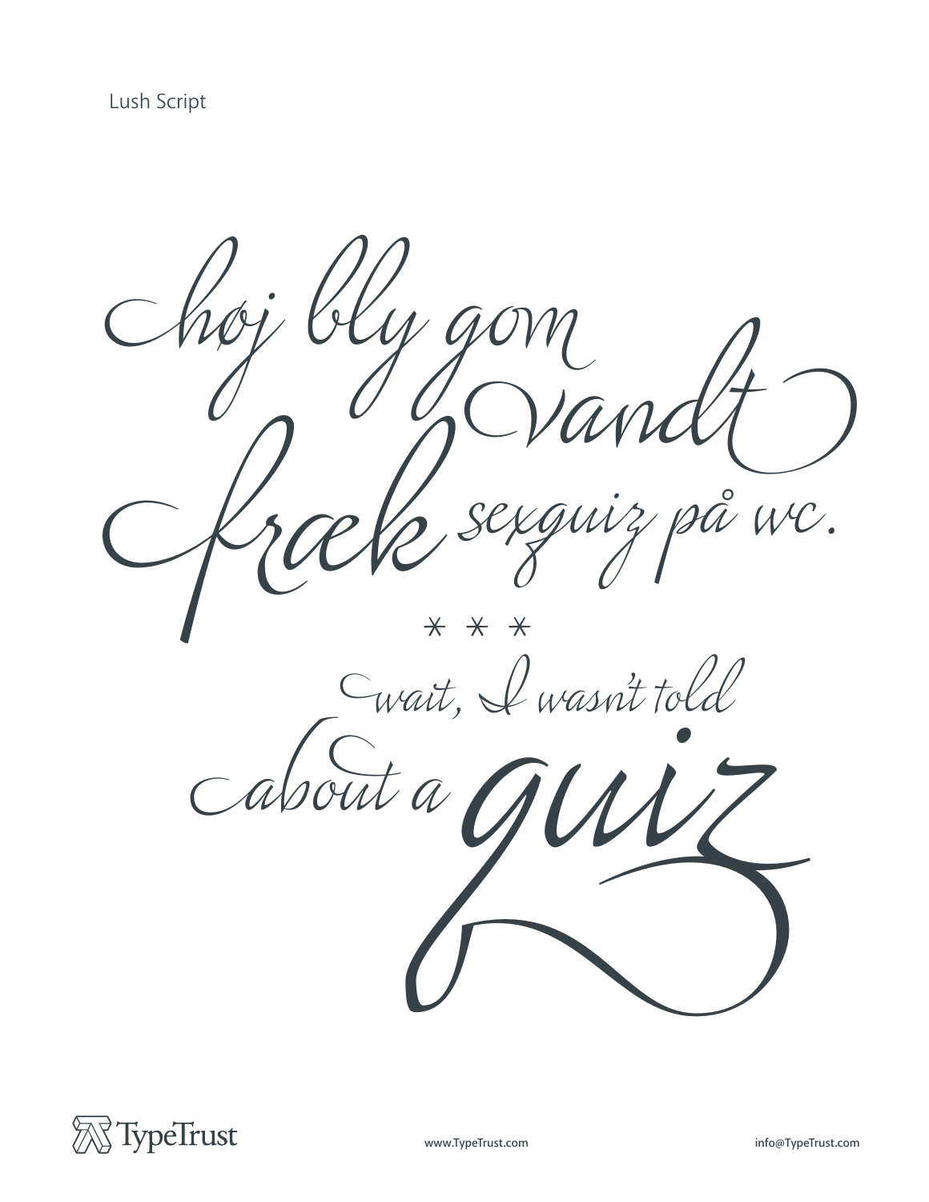Lush Script

høj bly gom vandt fræk sexquiz på wc.

* * *

wait, I wasn't told about a quiz

TypeTrust

www.TypeTrust.com

info@TypeTrust.com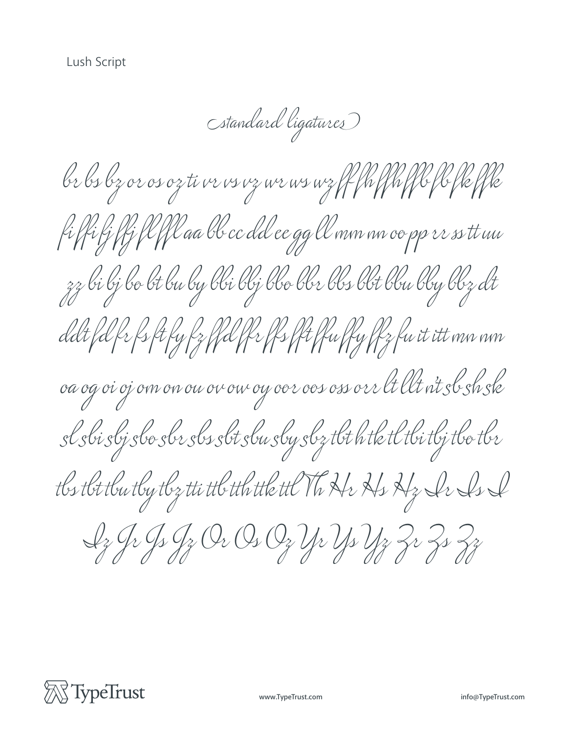Lush Script

(standard ligatures)

br bs bz or os oz ti vr vs vz wr ws wz ff fh ffh ffb fb fk ffk

fi ffi fj ffj fl ffl aa bb cc dd ee gg ll mm nn oo pp rr ss tt uu

zz bi bj bo bt bu by bbi bbj bbo bbr bbs bbt bbu bby bbz dt

ddt fd fr fs ft fy fz ffd ffr ffs fft ffu ffy ffz fu it itt mn nm

oa og oi oj om on ou ov ow oy oor oos oss orr lt llt n't sb sh sk

sl sbi sbj sbo sbr sbs sbt sbu sby sbz tbt h tk tl tbi tbj tbo tbr

tbs tbt tbu tby tbz tti ttb tth ttk ttl Th Hr Hs Hz Ir Is I

Iz Jr Js Jz Or Os Oz Yr Ys Yz Zr Zs Zz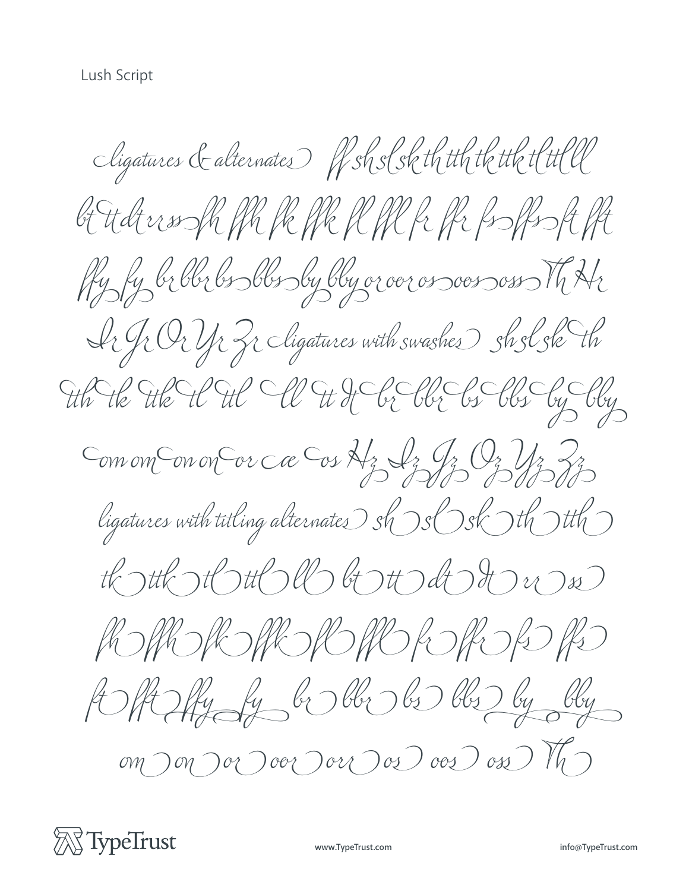Lush Script

ligatures & alternates ff sh sl sk th tth tk ttk tl ttl ll

bt tt dt rr ss fh ffh fk ffk fl ffl fr ffr fs ffs ft fft

ffy fy br bbr bs bbs by bby or oor os oos oss Th Hr

Ir Jr Or Yr Zr ligatures with swashes sh sl sk th

tth tk ttk tl ttl ll tt dt br bbr bs bbs by bby

om om on on or ae os Hz Iz Jz Oz Yz Zz

ligatures with titling alternates sh sl sk th tth

tk ttk tl ttl ll bt tt dt dt rr ss

fh ffh fk ffk fl ffl fr ffr fs ffs

ft fft ffy fy br bbr bs bbs by bby

om on or oor orr os oos oss Th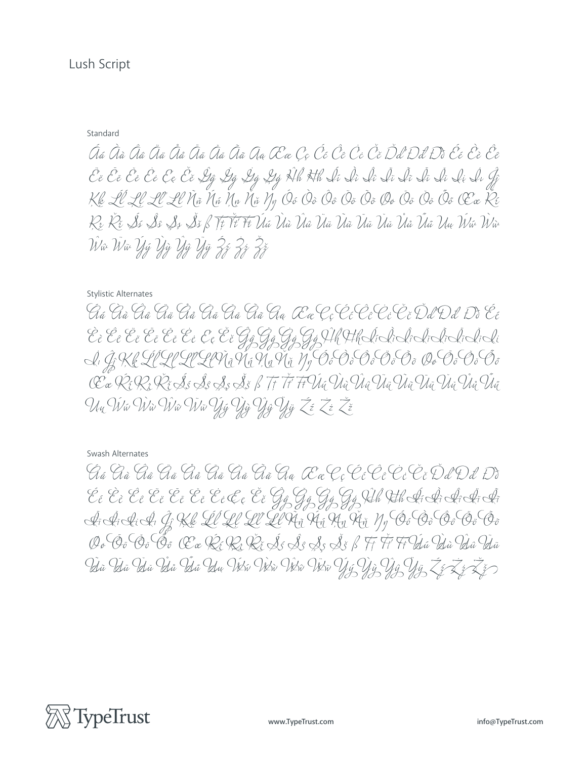# Lush Script

Standard

Áá Àà Ââ Ää Åå Āā Ăă Ãã Ąą Ææ Çç Ćć Ĉĉ Ċċ Čč Ďď Đđ Ðð Éé Èè Êê Ëë Ēē Ĕĕ Ėė Ęę Ěě Ĝĝ Ğğ Ġġ Ģģ Ĥĥ Ħħ Íí Ìì Îî Ïï Ĩĩ Īī Ĭĭ Įį İı Ĵĵ Ķķ Ĺĺ Ļļ Ľľ Ŀŀ Ňň Ńń Ņņ Ňň Ŋŋ Óó Òò Ôô Öö Õõ Øø Ōō Ŏŏ Őő Œœ Ŕŕ Ŗŗ Řř Śś Ŝŝ Şş Šš ß Ţţ Ťť Ŧŧ Úú Ùù Ûû Üü Ũũ Ūū Ŭŭ Ůů Űű Ųų Ẃẃ Ẁẁ Ŵŵ Ẅẅ Ýý Ỳỳ Ŷŷ Ÿÿ Źź Żż Žž

Stylistic Alternates

Áá Àà Ââ Ää Åå Āā Ăă Ãã Ąą Ææ Çç Ćć Ĉĉ Ċċ Čč Ďď Đđ Ðð Éé Èè Êê Ëë Ēē Ėė Ėė Ęę Ěě Ĝĝ Ğğ Ġġ Ģģ Ĥĥ Ħħ Íí Ìì Îî Ïï Ĩĩ Īī Ĭĭ Įį İı Ĵĵ Ķķ Ĺĺ Ļļ Ľľ Ŀŀ Ňň Ńń Ņņ Ňň Ŋŋ Óó Òò Ôô Öö Õõ Øø Ōō Ŏŏ Őő Œœ Ŕŕ Ŗŗ Řř Śś Ŝŝ Şş Šš ß Ţţ Ťť Ŧŧ Úú Ùù Ûû Üü Ũũ Ūū Ŭŭ Ůů Űű Ųų Ẃẃ Ẁẁ Ŵŵ Ẅẅ Ýý Ỳỳ Ŷŷ Ÿÿ Źź Żż Žž

Swash Alternates

Áá Àà Ââ Ää Åå Āā Ăă Ãã Ąą Ææ Çç Ćć Ĉĉ Ċċ Čč Ďď Đđ Ðð Éé Èè Êê Ëë Ēē Ėė Ėė Ęę Ěě Ĝĝ Ğğ Ġġ Ģģ Ĥĥ Ħħ Íí Ìì Îî Ïï Ĩĩ Īī Ĭĭ Įį İı Ĵĵ Ķķ Ĺĺ Ļļ Ľľ Ŀŀ Ňň Ńń Ņņ Ňň Ŋŋ Óó Òò Ôô Öö Õõ Øø Ōō Ŏŏ Őő Œœ Ŕŕ Ŗŗ Řř Śś Ŝŝ Şş Šš ß Ţţ Ťť Ŧŧ Úú Ùù Ûû Üü Ũũ Ūū Ŭŭ Ůů Űű Ųų Ẃẃ Ẁẁ Ŵŵ Ẅẅ Ýý Ỳỳ Ŷŷ Ÿÿ Źź Żż Žž

TypeTrust www.TypeTrust.com info@TypeTrust.com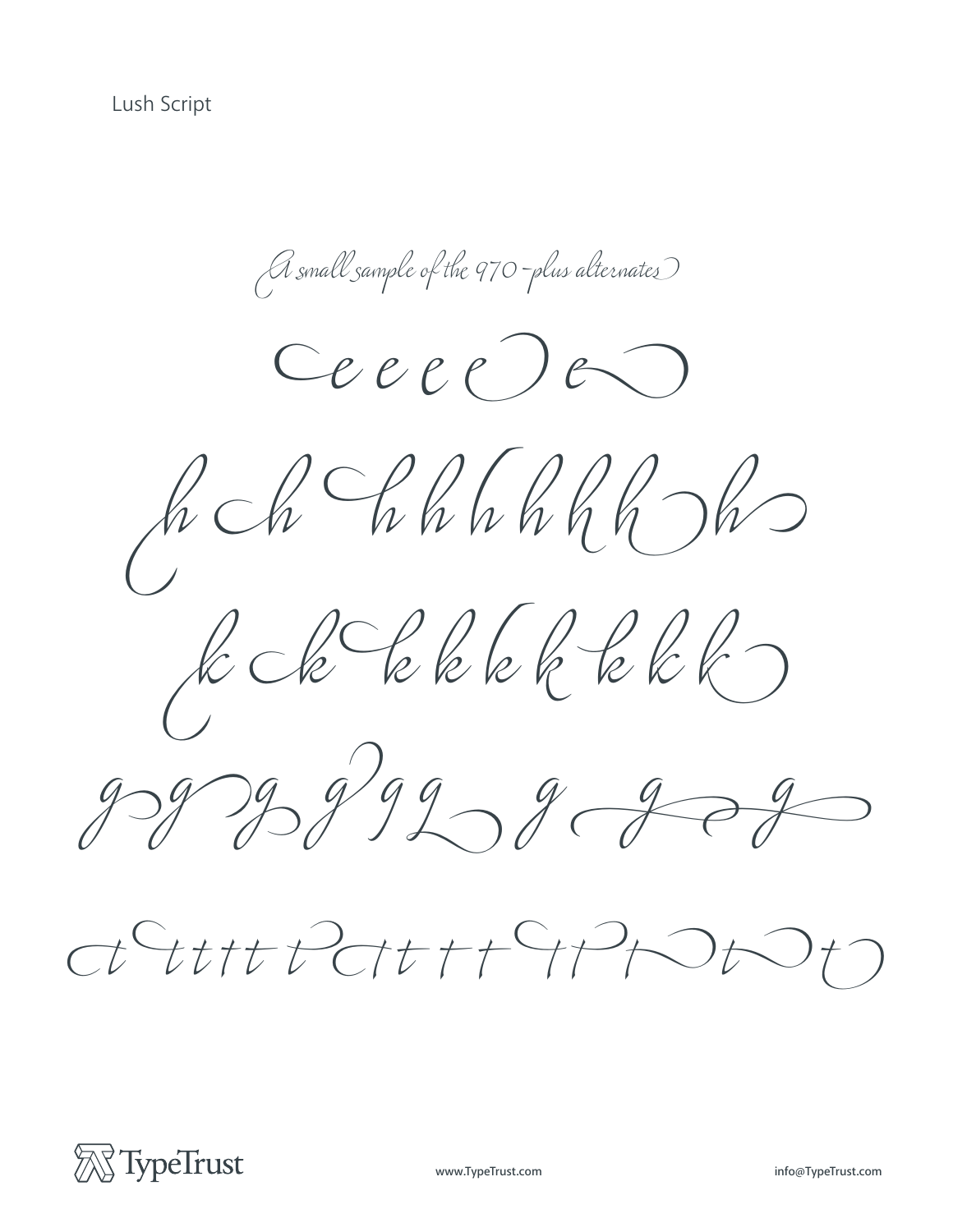Lush Script

*A small sample of the 970-plus alternates*

e e e e e e

h h h h h h h h h h

k k k k k k k k k k

g g g g g g g g g g g

t t t t t t t t t t t t t t t t t

www.TypeTrust.com

info@TypeTrust.com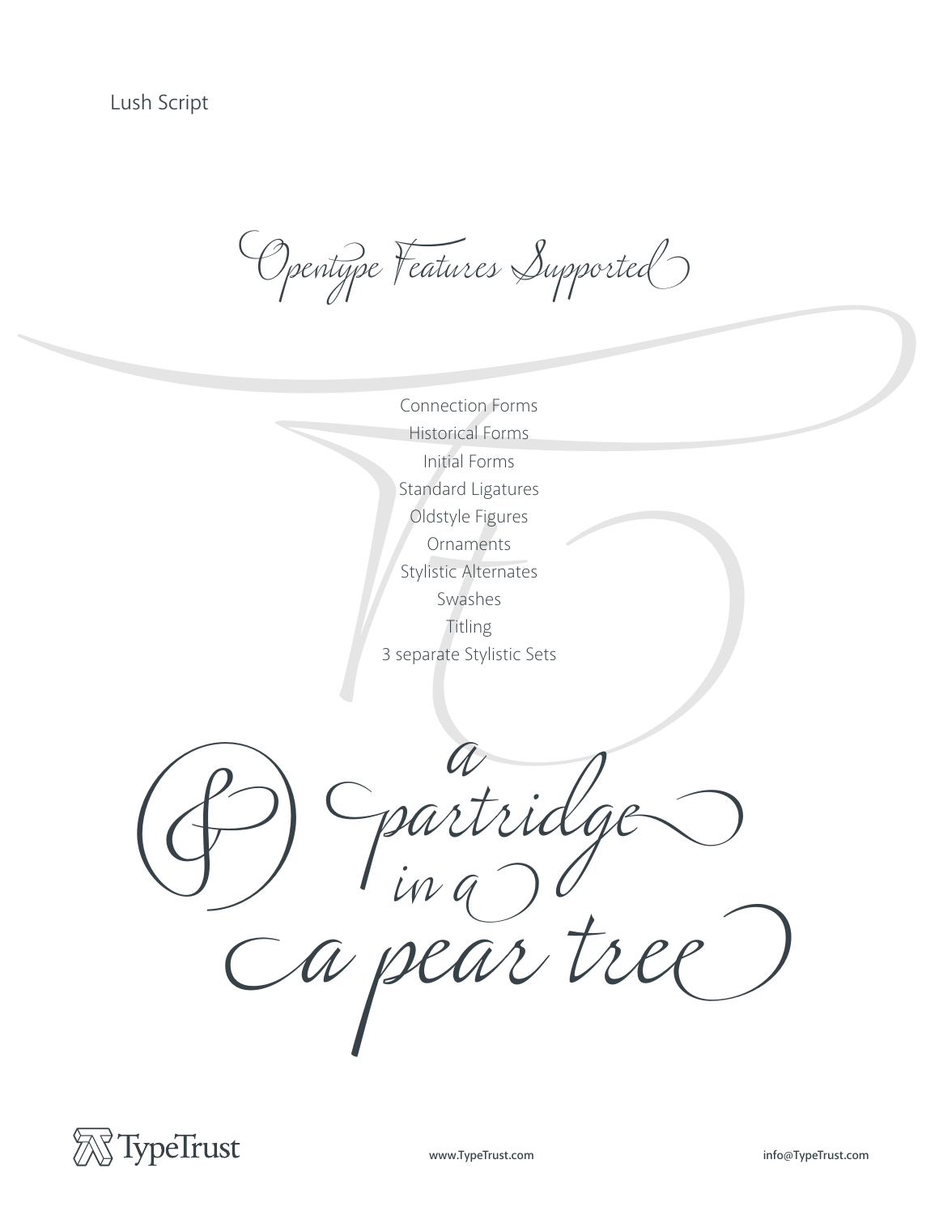Lush Script

# Opentype Features Supported

Connection Forms
Historical Forms
Initial Forms
Standard Ligatures
Oldstyle Figures
Ornaments
Stylistic Alternates
Swashes
Titling
3 separate Stylistic Sets

& a partridge in a a pear tree

TypeTrust

www.TypeTrust.com

info@TypeTrust.com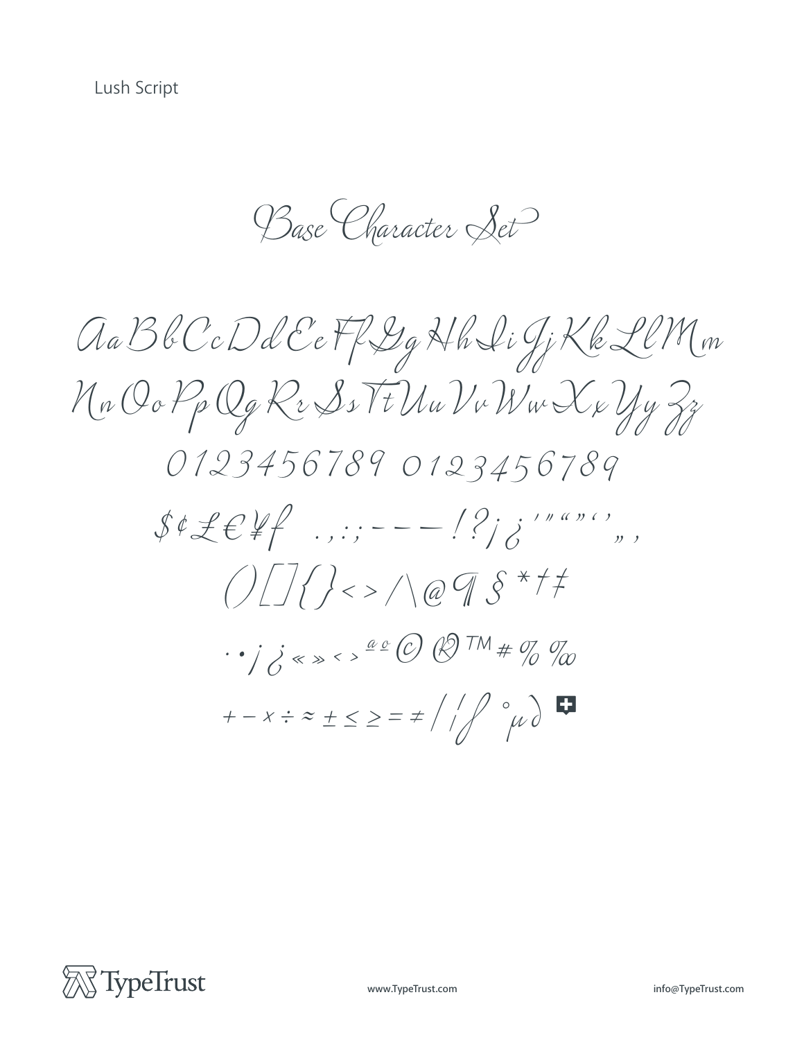Lush Script

# Base Character Set

Aa Bb Cc Dd Ee Ff Gg Hh Ii Jj Kk Ll Mm
Nn Oo Pp Qq Rr Ss Tt Uu Vv Ww Xx Yy Zz

0123456789 0123456789

$ ¢ £ € ¥ ƒ . , : ; - – — ! ? ¡ ¿ ' " " " ' ' „ ‚

( ) [ ] { } < > / \ @ ¶ § * † ‡

· • ¡ ¿ « » ‹ › ª º © ® ™ # % ‰

+ − × ÷ ≈ ± ≤ ≥ = ≠ / | ∫ ° µ ∂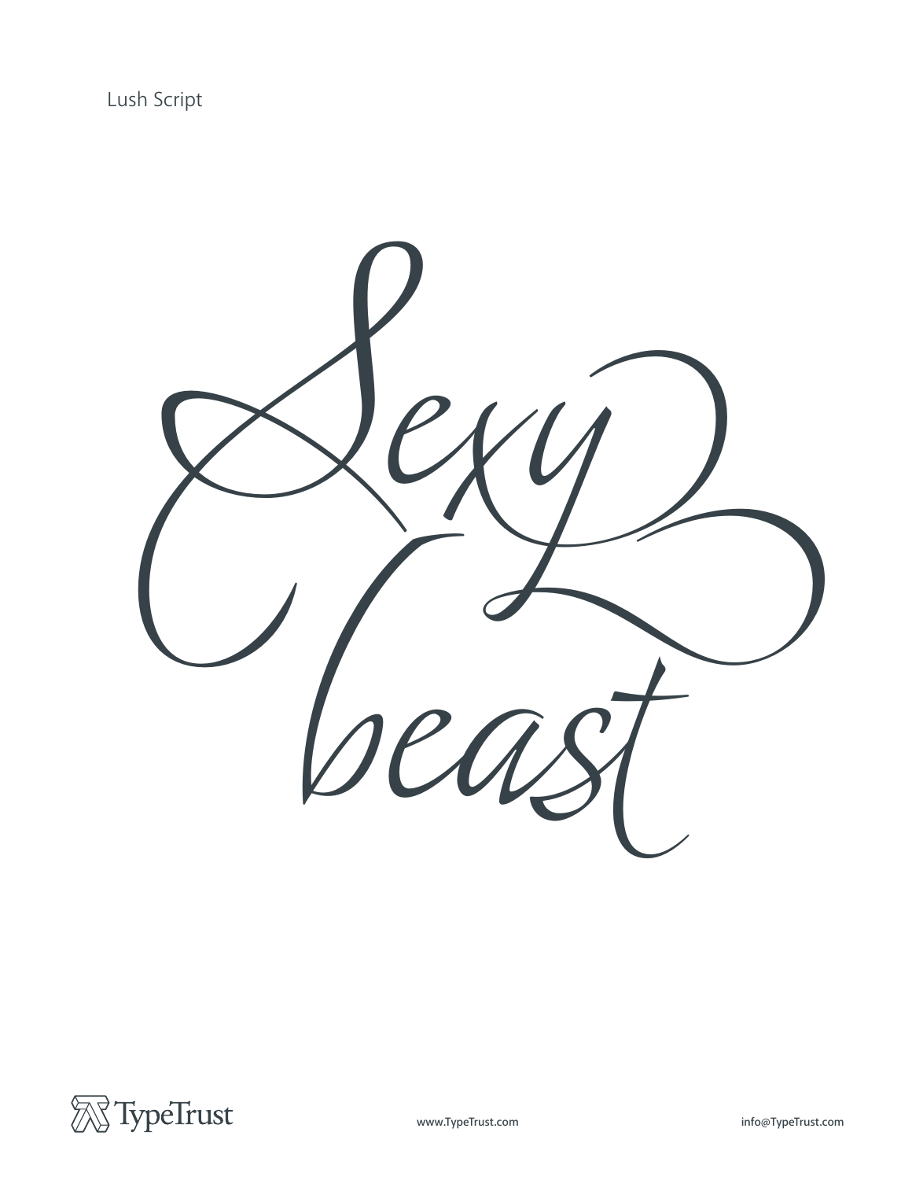Lush Script

Sexy
beast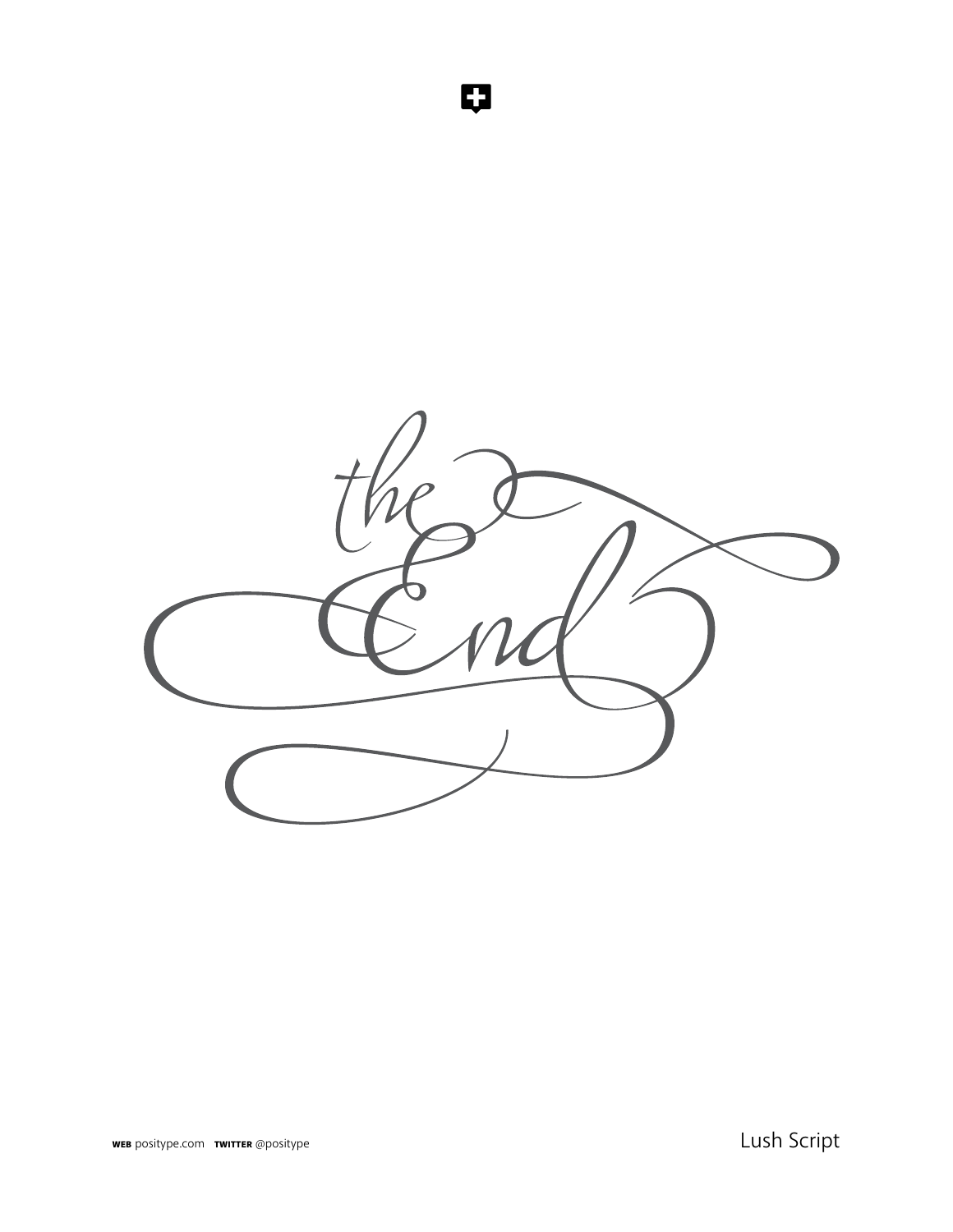the End

**WEB** positype.com **TWITTER** @positype

Lush Script